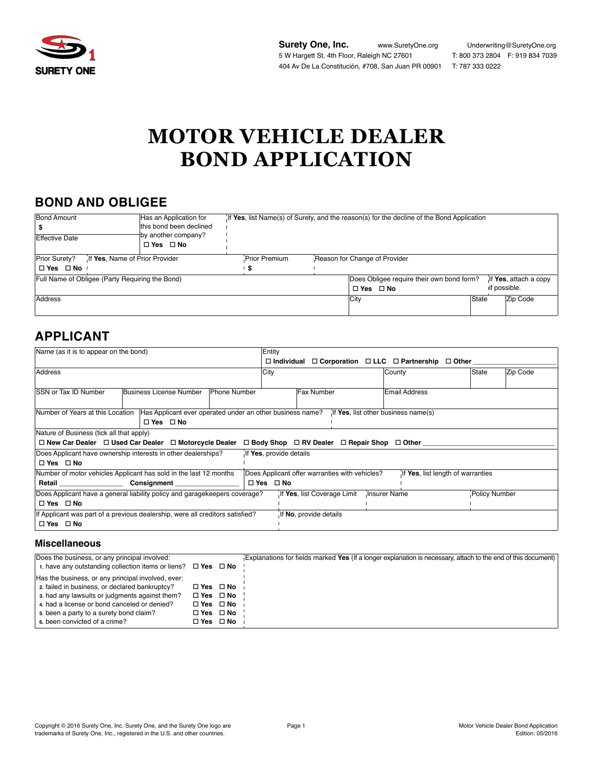Surety One, Inc. www.SuretyOne.org Underwriting@SuretyOne.org
5 W Hargett St, 4th Floor, Raleigh NC 27601 T: 800 373 2804 F: 919 834 7039
404 Av De La Constitución, #708, San Juan PR 00901 T: 787 333 0222

# MOTOR VEHICLE DEALER BOND APPLICATION

## BOND AND OBLIGEE

| Bond Amount<br>$ | Has an Application for this bond been declined by another company?<br>☐ Yes ☐ No | If **Yes**, list Name(s) of Surety, and the reason(s) for the decline of the Bond Application |
|---|---|---|
| Effective Date | | |

| Prior Surety?<br>☐ Yes ☐ No | If **Yes**, Name of Prior Provider | Prior Premium<br>$ | Reason for Change of Provider |
|---|---|---|---|

| Full Name of Obligee (Party Requiring the Bond) | Does Obligee require their own bond form?<br>☐ Yes ☐ No | If **Yes**, attach a copy if possible. | |
|---|---|---|---|
| Address | City | State | Zip Code |

## APPLICANT

| Name (as it is to appear on the bond) | Entity<br>☐ **Individual** ☐ **Corporation** ☐ **LLC** ☐ **Partnership** ☐ **Other** ________ | | |
|---|---|---|---|
| Address | City | County | State | Zip Code |

| SSN or Tax ID Number | Business License Number | Phone Number | Fax Number | Email Address |
|---|---|---|---|---|

| Number of Years at this Location | Has Applicant ever operated under an other business name?<br>☐ Yes ☐ No | If **Yes**, list other business name(s) |
|---|---|---|

Nature of Business (tick all that apply)
☐ **New Car Dealer** ☐ **Used Car Dealer** ☐ **Motorcycle Dealer** ☐ **Body Shop** ☐ **RV Dealer** ☐ **Repair Shop** ☐ **Other** ________________

| Does Applicant have ownership interests in other dealerships?<br>☐ Yes ☐ No | If **Yes**, provide details |
|---|---|

| Number of motor vehicles Applicant has sold in the last 12 months<br>**Retail** ________ **Consignment** ________ | Does Applicant offer warranties with vehicles?<br>☐ Yes ☐ No | If **Yes**, list length of warranties |
|---|---|---|

| Does Applicant have a general liability policy and garagekeepers coverage?<br>☐ Yes ☐ No | If **Yes**, list Coverage Limit | Insurer Name | Policy Number |
|---|---|---|---|

| If Applicant was part of a previous dealership, were all creditors satisfied?<br>☐ Yes ☐ No | If **No**, provide details |
|---|---|

### Miscellaneous

| Does the business, or any principal involved: | | Explanations for fields marked **Yes** (If a longer explanation is necessary, attach to the end of this document) |
|---|---|---|
| 1. have any outstanding collection items or liens? | ☐ Yes ☐ No | |
| Has the business, or any principal involved, ever: | | |
| 2. failed in business, or declared bankruptcy? | ☐ Yes ☐ No | |
| 3. had any lawsuits or judgments against them? | ☐ Yes ☐ No | |
| 4. had a license or bond canceled or denied? | ☐ Yes ☐ No | |
| 5. been a party to a surety bond claim? | ☐ Yes ☐ No | |
| 6. been convicted of a crime? | ☐ Yes ☐ No | |

Copyright © 2016 Surety One, Inc. Surety One, and the Surety One logo are trademarks of Surety One, Inc., registered in the U.S. and other countries.

Motor Vehicle Dealer Bond Application
Edition: 05/2016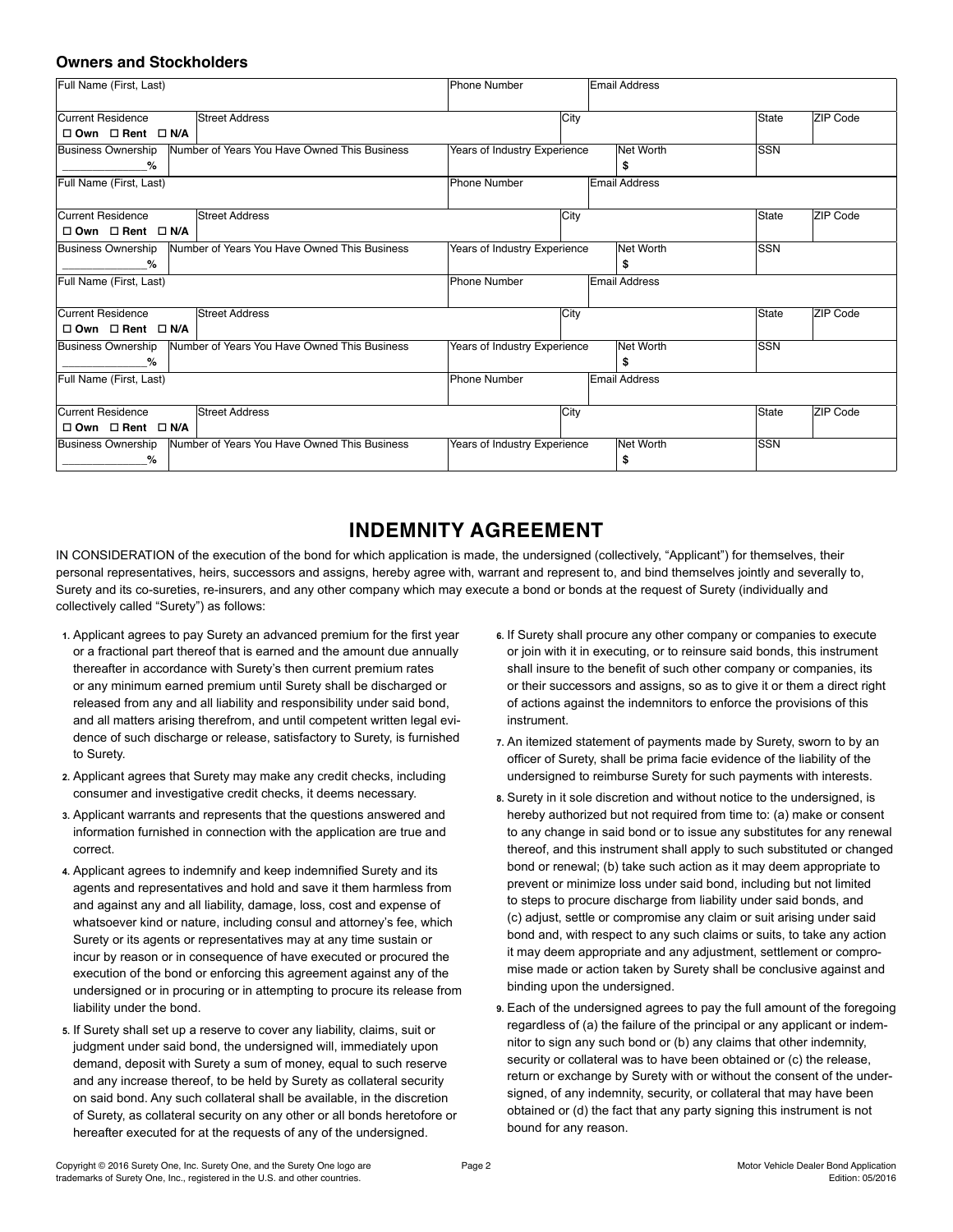### Owners and Stockholders

| Full Name (First, Last) | | Phone Number | | Email Address | | |
|---|---|---|---|---|---|---|
| Current Residence<br>☐ Own ☐ Rent ☐ N/A | Street Address | | City | | State | ZIP Code |
| Business Ownership<br>_____________% | Number of Years You Have Owned This Business | Years of Industry Experience | | Net Worth<br>$ | SSN | |
| Full Name (First, Last) | | Phone Number | | Email Address | | |
| Current Residence<br>☐ Own ☐ Rent ☐ N/A | Street Address | | City | | State | ZIP Code |
| Business Ownership<br>_____________% | Number of Years You Have Owned This Business | Years of Industry Experience | | Net Worth<br>$ | SSN | |
| Full Name (First, Last) | | Phone Number | | Email Address | | |
| Current Residence<br>☐ Own ☐ Rent ☐ N/A | Street Address | | City | | State | ZIP Code |
| Business Ownership<br>_____________% | Number of Years You Have Owned This Business | Years of Industry Experience | | Net Worth<br>$ | SSN | |
| Full Name (First, Last) | | Phone Number | | Email Address | | |
| Current Residence<br>☐ Own ☐ Rent ☐ N/A | Street Address | | City | | State | ZIP Code |
| Business Ownership<br>_____________% | Number of Years You Have Owned This Business | Years of Industry Experience | | Net Worth<br>$ | SSN | |

## INDEMNITY AGREEMENT

IN CONSIDERATION of the execution of the bond for which application is made, the undersigned (collectively, "Applicant") for themselves, their personal representatives, heirs, successors and assigns, hereby agree with, warrant and represent to, and bind themselves jointly and severally to, Surety and its co-sureties, re-insurers, and any other company which may execute a bond or bonds at the request of Surety (individually and collectively called "Surety") as follows:

1. Applicant agrees to pay Surety an advanced premium for the first year or a fractional part thereof that is earned and the amount due annually thereafter in accordance with Surety's then current premium rates or any minimum earned premium until Surety shall be discharged or released from any and all liability and responsibility under said bond, and all matters arising therefrom, and until competent written legal evidence of such discharge or release, satisfactory to Surety, is furnished to Surety.
2. Applicant agrees that Surety may make any credit checks, including consumer and investigative credit checks, it deems necessary.
3. Applicant warrants and represents that the questions answered and information furnished in connection with the application are true and correct.
4. Applicant agrees to indemnify and keep indemnified Surety and its agents and representatives and hold and save it them harmless from and against any and all liability, damage, loss, cost and expense of whatsoever kind or nature, including consul and attorney's fee, which Surety or its agents or representatives may at any time sustain or incur by reason or in consequence of have executed or procured the execution of the bond or enforcing this agreement against any of the undersigned or in procuring or in attempting to procure its release from liability under the bond.
5. If Surety shall set up a reserve to cover any liability, claims, suit or judgment under said bond, the undersigned will, immediately upon demand, deposit with Surety a sum of money, equal to such reserve and any increase thereof, to be held by Surety as collateral security on said bond. Any such collateral shall be available, in the discretion of Surety, as collateral security on any other or all bonds heretofore or hereafter executed for at the requests of any of the undersigned.
6. If Surety shall procure any other company or companies to execute or join with it in executing, or to reinsure said bonds, this instrument shall insure to the benefit of such other company or companies, its or their successors and assigns, so as to give it or them a direct right of actions against the indemnitors to enforce the provisions of this instrument.
7. An itemized statement of payments made by Surety, sworn to by an officer of Surety, shall be prima facie evidence of the liability of the undersigned to reimburse Surety for such payments with interests.
8. Surety in it sole discretion and without notice to the undersigned, is hereby authorized but not required from time to: (a) make or consent to any change in said bond or to issue any substitutes for any renewal thereof, and this instrument shall apply to such substituted or changed bond or renewal; (b) take such action as it may deem appropriate to prevent or minimize loss under said bond, including but not limited to steps to procure discharge from liability under said bonds, and (c) adjust, settle or compromise any claim or suit arising under said bond and, with respect to any such claims or suits, to take any action it may deem appropriate and any adjustment, settlement or compromise made or action taken by Surety shall be conclusive against and binding upon the undersigned.
9. Each of the undersigned agrees to pay the full amount of the foregoing regardless of (a) the failure of the principal or any applicant or indemnitor to sign any such bond or (b) any claims that other indemnity, security or collateral was to have been obtained or (c) the release, return or exchange by Surety with or without the consent of the undersigned, of any indemnity, security, or collateral that may have been obtained or (d) the fact that any party signing this instrument is not bound for any reason.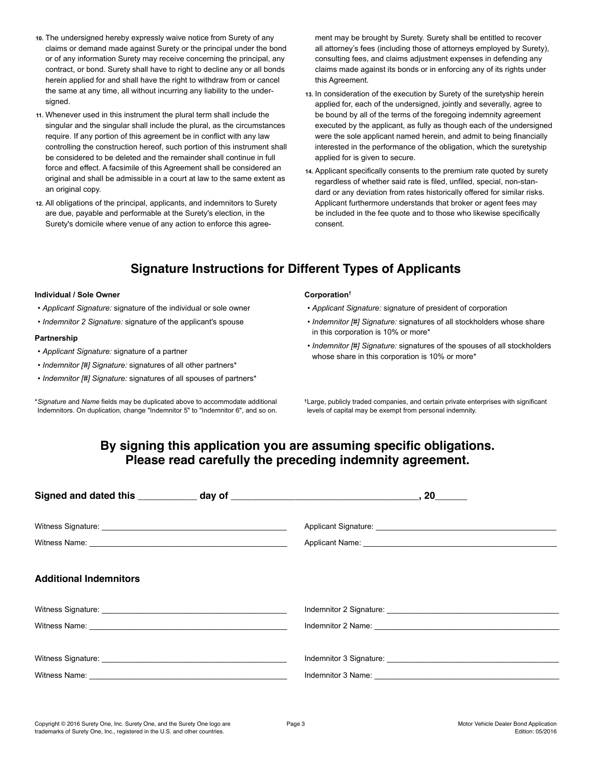10. The undersigned hereby expressly waive notice from Surety of any claims or demand made against Surety or the principal under the bond or of any information Surety may receive concerning the principal, any contract, or bond. Surety shall have to right to decline any or all bonds herein applied for and shall have the right to withdraw from or cancel the same at any time, all without incurring any liability to the undersigned.

11. Whenever used in this instrument the plural term shall include the singular and the singular shall include the plural, as the circumstances require. If any portion of this agreement be in conflict with any law controlling the construction hereof, such portion of this instrument shall be considered to be deleted and the remainder shall continue in full force and effect. A facsimile of this Agreement shall be considered an original and shall be admissible in a court at law to the same extent as an original copy.

12. All obligations of the principal, applicants, and indemnitors to Surety are due, payable and performable at the Surety's election, in the Surety's domicile where venue of any action to enforce this agreement may be brought by Surety. Surety shall be entitled to recover all attorney's fees (including those of attorneys employed by Surety), consulting fees, and claims adjustment expenses in defending any claims made against its bonds or in enforcing any of its rights under this Agreement.

13. In consideration of the execution by Surety of the suretyship herein applied for, each of the undersigned, jointly and severally, agree to be bound by all of the terms of the foregoing indemnity agreement executed by the applicant, as fully as though each of the undersigned were the sole applicant named herein, and admit to being financially interested in the performance of the obligation, which the suretyship applied for is given to secure.

14. Applicant specifically consents to the premium rate quoted by surety regardless of whether said rate is filed, unfiled, special, non-standard or any deviation from rates historically offered for similar risks. Applicant furthermore understands that broker or agent fees may be included in the fee quote and to those who likewise specifically consent.

## Signature Instructions for Different Types of Applicants

**Individual / Sole Owner**

- *Applicant Signature:* signature of the individual or sole owner
- *Indemnitor 2 Signature:* signature of the applicant's spouse

**Partnership**

- *Applicant Signature:* signature of a partner
- *Indemnitor [#] Signature:* signatures of all other partners*
- *Indemnitor [#] Signature:* signatures of all spouses of partners*

**Corporation†**

- *Applicant Signature:* signature of president of corporation
- *Indemnitor [#] Signature:* signatures of all stockholders whose share in this corporation is 10% or more*
- *Indemnitor [#] Signature:* signatures of the spouses of all stockholders whose share in this corporation is 10% or more*

\* *Signature* and *Name* fields may be duplicated above to accommodate additional Indemnitors. On duplication, change "Indemnitor 5" to "Indemnitor 6", and so on.

† Large, publicly traded companies, and certain private enterprises with significant levels of capital may be exempt from personal indemnity.

## By signing this application you are assuming specific obligations. Please read carefully the preceding indemnity agreement.

**Signed and dated this ___________ day of ____________________________________, 20______**

Witness Signature: ___________________________ Applicant Signature: ___________________________

Witness Name: ___________________________ Applicant Name: ___________________________

### Additional Indemnitors

Witness Signature: ___________________________ Indemnitor 2 Signature: ___________________________

Witness Name: ___________________________ Indemnitor 2 Name: ___________________________

Witness Signature: ___________________________ Indemnitor 3 Signature: ___________________________

Witness Name: ___________________________ Indemnitor 3 Name: ___________________________

Copyright © 2016 Surety One, Inc. Surety One, and the Surety One logo are trademarks of Surety One, Inc., registered in the U.S. and other countries.

Motor Vehicle Dealer Bond Application
Edition: 05/2016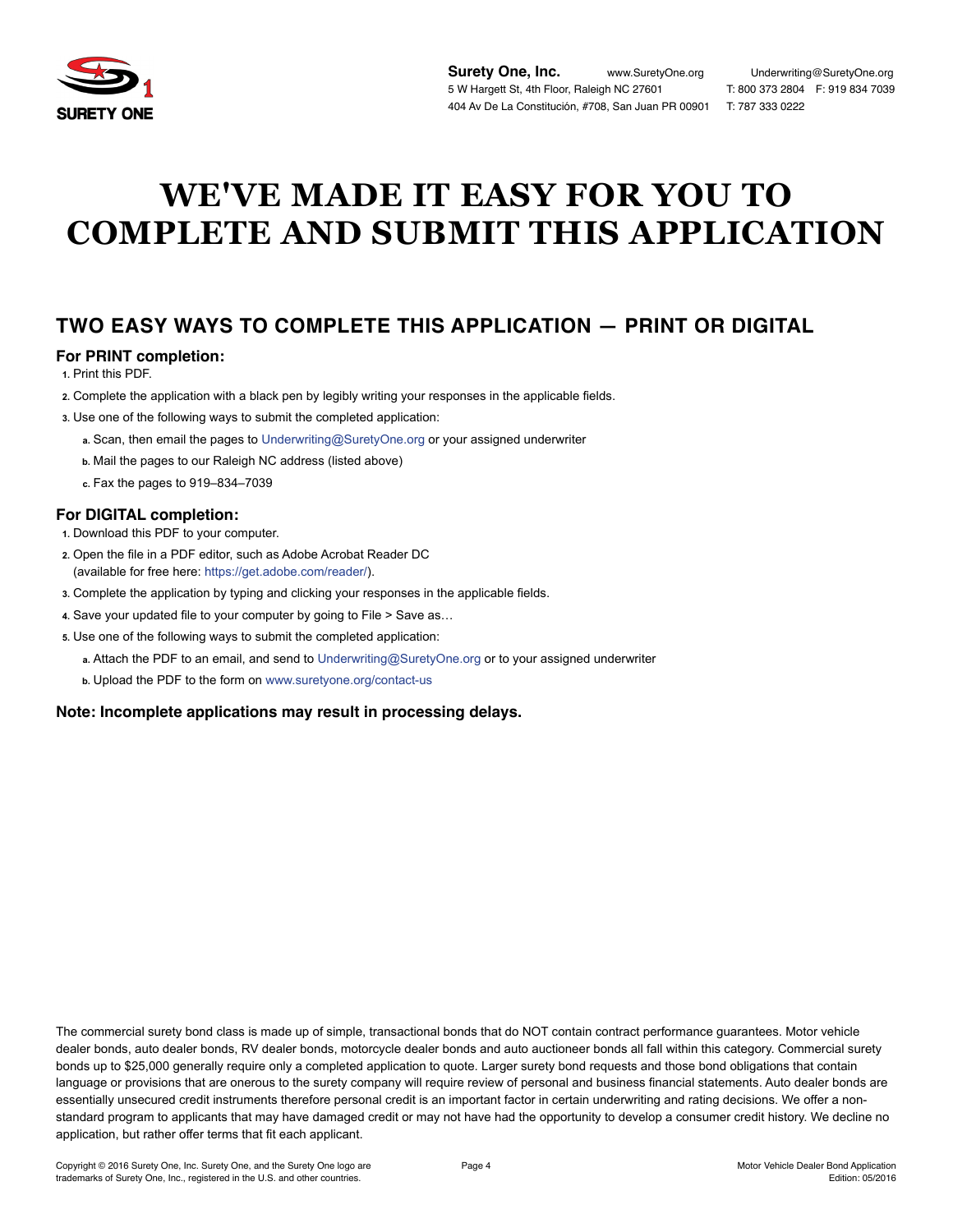**Surety One, Inc.** www.SuretyOne.org Underwriting@SuretyOne.org
5 W Hargett St, 4th Floor, Raleigh NC 27601 T: 800 373 2804 F: 919 834 7039
404 Av De La Constitución, #708, San Juan PR 00901 T: 787 333 0222

# WE'VE MADE IT EASY FOR YOU TO COMPLETE AND SUBMIT THIS APPLICATION

## TWO EASY WAYS TO COMPLETE THIS APPLICATION — PRINT OR DIGITAL

### For PRINT completion:

1. Print this PDF.
2. Complete the application with a black pen by legibly writing your responses in the applicable fields.
3. Use one of the following ways to submit the completed application:
   a. Scan, then email the pages to Underwriting@SuretyOne.org or your assigned underwriter
   b. Mail the pages to our Raleigh NC address (listed above)
   c. Fax the pages to 919–834–7039

### For DIGITAL completion:

1. Download this PDF to your computer.
2. Open the file in a PDF editor, such as Adobe Acrobat Reader DC (available for free here: https://get.adobe.com/reader/).
3. Complete the application by typing and clicking your responses in the applicable fields.
4. Save your updated file to your computer by going to File > Save as…
5. Use one of the following ways to submit the completed application:
   a. Attach the PDF to an email, and send to Underwriting@SuretyOne.org or to your assigned underwriter
   b. Upload the PDF to the form on www.suretyone.org/contact-us

**Note: Incomplete applications may result in processing delays.**

The commercial surety bond class is made up of simple, transactional bonds that do NOT contain contract performance guarantees. Motor vehicle dealer bonds, auto dealer bonds, RV dealer bonds, motorcycle dealer bonds and auto auctioneer bonds all fall within this category. Commercial surety bonds up to $25,000 generally require only a completed application to quote. Larger surety bond requests and those bond obligations that contain language or provisions that are onerous to the surety company will require review of personal and business financial statements. Auto dealer bonds are essentially unsecured credit instruments therefore personal credit is an important factor in certain underwriting and rating decisions. We offer a non-standard program to applicants that may have damaged credit or may not have had the opportunity to develop a consumer credit history. We decline no application, but rather offer terms that fit each applicant.